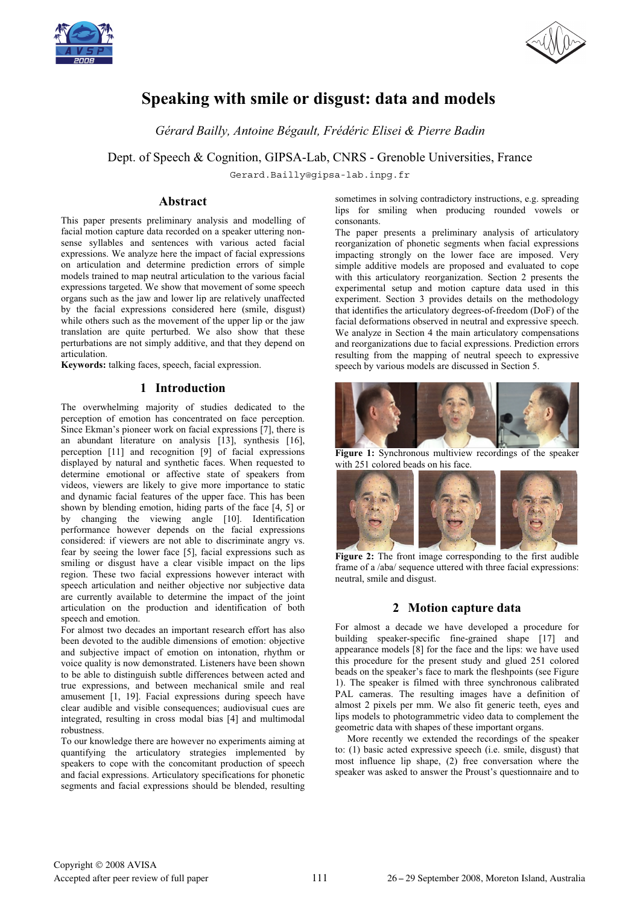# Speaking with smile or disgust: data and models

*Gérard Bailly, Antoine Bégault, Frédéric Elisei & Pierre Badin*

Dept. of Speech & Cognition, GIPSA-Lab, CNRS - Grenoble Universities, France

Gerard.Bailly@gipsa-lab.inpg.fr

## Abstract

This paper presents preliminary analysis and modelling of facial motion capture data recorded on a speaker uttering non-sense syllables and sentences with various acted facial expressions. We analyze here the impact of facial expressions on articulation and determine prediction errors of simple models trained to map neutral articulation to the various facial expressions targeted. We show that movement of some speech organs such as the jaw and lower lip are relatively unaffected by the facial expressions considered here (smile, disgust) while others such as the movement of the upper lip or the jaw translation are quite perturbed. We also show that these perturbations are not simply additive, and that they depend on articulation.

**Keywords:** talking faces, speech, facial expression.

## 1 Introduction

The overwhelming majority of studies dedicated to the perception of emotion has concentrated on face perception. Since Ekman's pioneer work on facial expressions [7], there is an abundant literature on analysis [13], synthesis [16], perception [11] and recognition [9] of facial expressions displayed by natural and synthetic faces. When requested to determine emotional or affective state of speakers from videos, viewers are likely to give more importance to static and dynamic facial features of the upper face. This has been shown by blending emotion, hiding parts of the face [4, 5] or by changing the viewing angle [10]. Identification performance however depends on the facial expressions considered: if viewers are not able to discriminate angry vs. fear by seeing the lower face [5], facial expressions such as smiling or disgust have a clear visible impact on the lips region. These two facial expressions however interact with speech articulation and neither objective nor subjective data are currently available to determine the impact of the joint articulation on the production and identification of both speech and emotion.

For almost two decades an important research effort has also been devoted to the audible dimensions of emotion: objective and subjective impact of emotion on intonation, rhythm or voice quality is now demonstrated. Listeners have been shown to be able to distinguish subtle differences between acted and true expressions, and between mechanical smile and real amusement [1, 19]. Facial expressions during speech have clear audible and visible consequences; audiovisual cues are integrated, resulting in cross modal bias [4] and multimodal robustness.

To our knowledge there are however no experiments aiming at quantifying the articulatory strategies implemented by speakers to cope with the concomitant production of speech and facial expressions. Articulatory specifications for phonetic segments and facial expressions should be blended, resulting sometimes in solving contradictory instructions, e.g. spreading lips for smiling when producing rounded vowels or consonants.

The paper presents a preliminary analysis of articulatory reorganization of phonetic segments when facial expressions impacting strongly on the lower face are imposed. Very simple additive models are proposed and evaluated to cope with this articulatory reorganization. Section 2 presents the experimental setup and motion capture data used in this experiment. Section 3 provides details on the methodology that identifies the articulatory degrees-of-freedom (DoF) of the facial deformations observed in neutral and expressive speech. We analyze in Section 4 the main articulatory compensations and reorganization due to facial expressions. Prediction errors resulting from the mapping of neutral speech to expressive speech by various models are discussed in Section 5.

**Figure 1:** Synchronous multiview recordings of the speaker with 251 colored beads on his face.

**Figure 2:** The front image corresponding to the first audible frame of a /aba/ sequence uttered with three facial expressions: neutral, smile and disgust.

## 2 Motion capture data

For almost a decade we have developed a procedure for building speaker-specific fine-grained shape [17] and appearance models [8] for the face and the lips: we have used this procedure for the present study and glued 251 colored beads on the speaker's face to mark the fleshpoints (see Figure 1). The speaker is filmed with three synchronous calibrated PAL cameras. The resulting images have a definition of almost 2 pixels per mm. We also fit generic teeth, eyes and lips models to photogrammetric video data to complement the geometric data with shapes of these important organs.

More recently we extended the recordings of the speaker to: (1) basic acted expressive speech (i.e. smile, disgust) that most influence lip shape, (2) free conversation where the speaker was asked to answer the Proust's questionnaire and to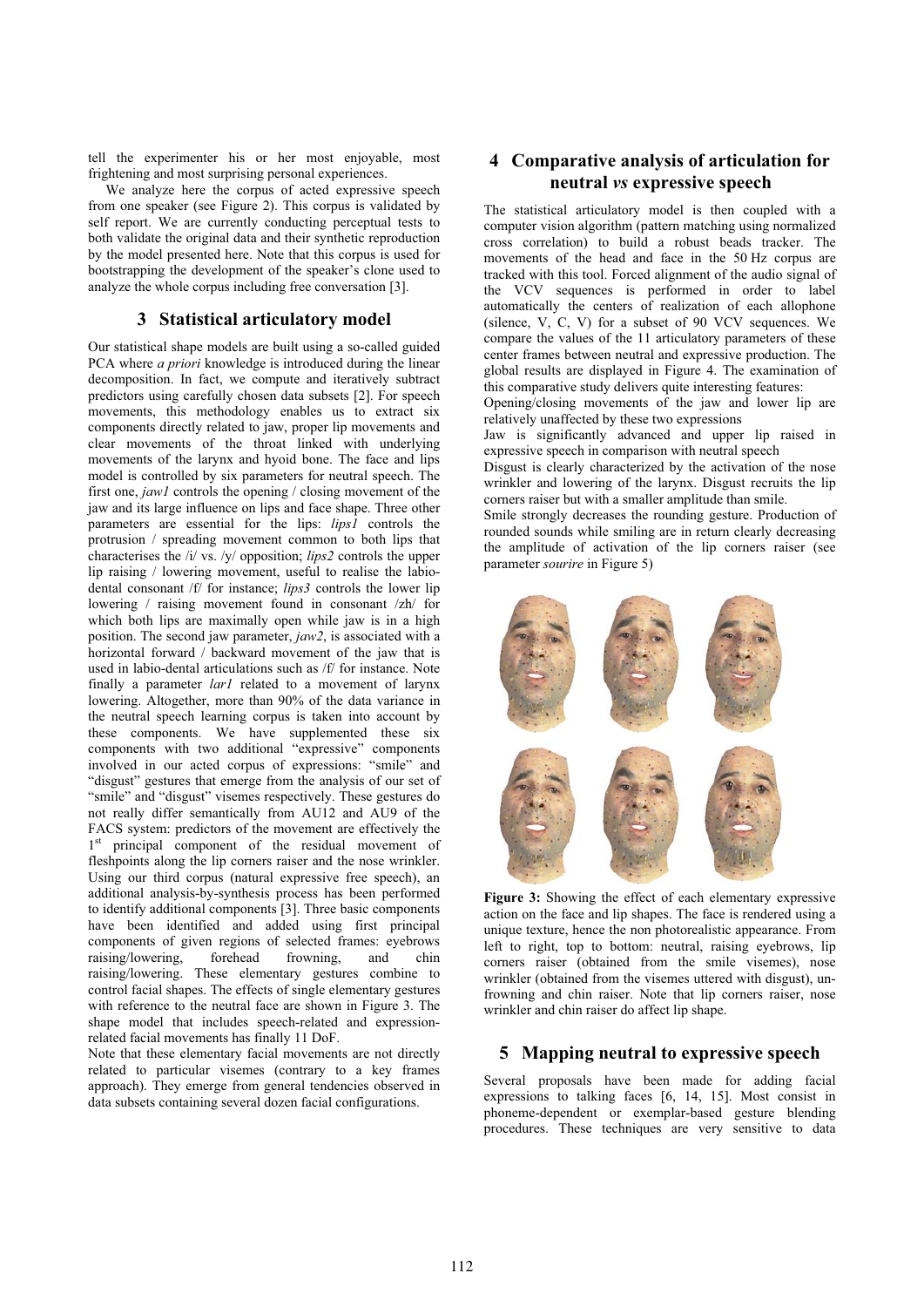tell the experimenter his or her most enjoyable, most frightening and most surprising personal experiences.

We analyze here the corpus of acted expressive speech from one speaker (see Figure 2). This corpus is validated by self report. We are currently conducting perceptual tests to both validate the original data and their synthetic reproduction by the model presented here. Note that this corpus is used for bootstrapping the development of the speaker's clone used to analyze the whole corpus including free conversation [3].

## 3 Statistical articulatory model

Our statistical shape models are built using a so-called guided PCA where *a priori* knowledge is introduced during the linear decomposition. In fact, we compute and iteratively subtract predictors using carefully chosen data subsets [2]. For speech movements, this methodology enables us to extract six components directly related to jaw, proper lip movements and clear movements of the throat linked with underlying movements of the larynx and hyoid bone. The face and lips model is controlled by six parameters for neutral speech. The first one, *jaw1* controls the opening / closing movement of the jaw and its large influence on lips and face shape. Three other parameters are essential for the lips: *lips1* controls the protrusion / spreading movement common to both lips that characterises the /i/ vs. /y/ opposition; *lips2* controls the upper lip raising / lowering movement, useful to realise the labio-dental consonant /f/ for instance; *lips3* controls the lower lip lowering / raising movement found in consonant /zh/ for which both lips are maximally open while jaw is in a high position. The second jaw parameter, *jaw2*, is associated with a horizontal forward / backward movement of the jaw that is used in labio-dental articulations such as /f/ for instance. Note finally a parameter *lar1* related to a movement of larynx lowering. Altogether, more than 90% of the data variance in the neutral speech learning corpus is taken into account by these components. We have supplemented these six components with two additional "expressive" components involved in our acted corpus of expressions: "smile" and "disgust" gestures that emerge from the analysis of our set of "smile" and "disgust" visemes respectively. These gestures do not really differ semantically from AU12 and AU9 of the FACS system: predictors of the movement are effectively the 1st principal component of the residual movement of fleshpoints along the lip corners raiser and the nose wrinkler. Using our third corpus (natural expressive free speech), an additional analysis-by-synthesis process has been performed to identify additional components [3]. Three basic components have been identified and added using first principal components of given regions of selected frames: eyebrows raising/lowering, forehead frowning, and chin raising/lowering. These elementary gestures combine to control facial shapes. The effects of single elementary gestures with reference to the neutral face are shown in Figure 3. The shape model that includes speech-related and expression-related facial movements has finally 11 DoF.

Note that these elementary facial movements are not directly related to particular visemes (contrary to a key frames approach). They emerge from general tendencies observed in data subsets containing several dozen facial configurations.

## 4 Comparative analysis of articulation for neutral *vs* expressive speech

The statistical articulatory model is then coupled with a computer vision algorithm (pattern matching using normalized cross correlation) to build a robust beads tracker. The movements of the head and face in the 50 Hz corpus are tracked with this tool. Forced alignment of the audio signal of the VCV sequences is performed in order to label automatically the centers of realization of each allophone (silence, V, C, V) for a subset of 90 VCV sequences. We compare the values of the 11 articulatory parameters of these center frames between neutral and expressive production. The global results are displayed in Figure 4. The examination of this comparative study delivers quite interesting features:

Opening/closing movements of the jaw and lower lip are relatively unaffected by these two expressions

Jaw is significantly advanced and upper lip raised in expressive speech in comparison with neutral speech

Disgust is clearly characterized by the activation of the nose wrinkler and lowering of the larynx. Disgust recruits the lip corners raiser but with a smaller amplitude than smile.

Smile strongly decreases the rounding gesture. Production of rounded sounds while smiling are in return clearly decreasing the amplitude of activation of the lip corners raiser (see parameter *sourire* in Figure 5)

**Figure 3:** Showing the effect of each elementary expressive action on the face and lip shapes. The face is rendered using a unique texture, hence the non photorealistic appearance. From left to right, top to bottom: neutral, raising eyebrows, lip corners raiser (obtained from the smile visemes), nose wrinkler (obtained from the visemes uttered with disgust), un-frowning and chin raiser. Note that lip corners raiser, nose wrinkler and chin raiser do affect lip shape.

## 5 Mapping neutral to expressive speech

Several proposals have been made for adding facial expressions to talking faces [6, 14, 15]. Most consist in phoneme-dependent or exemplar-based gesture blending procedures. These techniques are very sensitive to data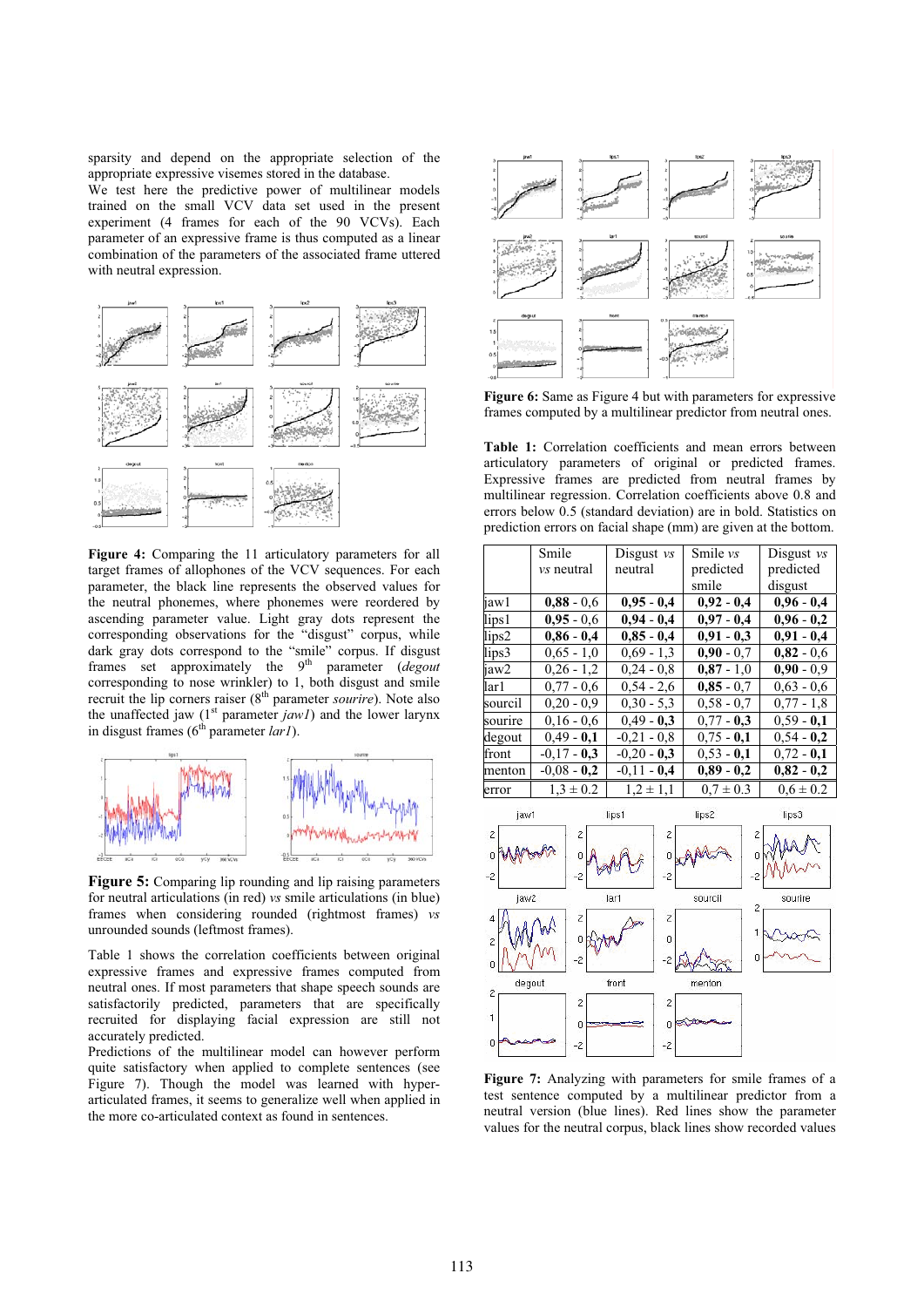sparsity and depend on the appropriate selection of the appropriate expressive visemes stored in the database.

We test here the predictive power of multilinear models trained on the small VCV data set used in the present experiment (4 frames for each of the 90 VCVs). Each parameter of an expressive frame is thus computed as a linear combination of the parameters of the associated frame uttered with neutral expression.

**Figure 4:** Comparing the 11 articulatory parameters for all target frames of allophones of the VCV sequences. For each parameter, the black line represents the observed values for the neutral phonemes, where phonemes were reordered by ascending parameter value. Light gray dots represent the corresponding observations for the "disgust" corpus, while dark gray dots correspond to the "smile" corpus. If disgust frames set approximately the 9[th] parameter (*degout* corresponding to nose wrinkler) to 1, both disgust and smile recruit the lip corners raiser (8[th] parameter *sourire*). Note also the unaffected jaw (1[st] parameter *jaw1*) and the lower larynx in disgust frames (6[th] parameter *lar1*).

**Figure 5:** Comparing lip rounding and lip raising parameters for neutral articulations (in red) *vs* smile articulations (in blue) frames when considering rounded (rightmost frames) *vs* unrounded sounds (leftmost frames).

Table 1 shows the correlation coefficients between original expressive frames and expressive frames computed from neutral ones. If most parameters that shape speech sounds are satisfactorily predicted, parameters that are specifically recruited for displaying facial expression are still not accurately predicted.

Predictions of the multilinear model can however perform quite satisfactory when applied to complete sentences (see Figure 7). Though the model was learned with hyper-articulated frames, it seems to generalize well when applied in the more co-articulated context as found in sentences.

**Figure 6:** Same as Figure 4 but with parameters for expressive frames computed by a multilinear predictor from neutral ones.

**Table 1:** Correlation coefficients and mean errors between articulatory parameters of original or predicted frames. Expressive frames are predicted from neutral frames by multilinear regression. Correlation coefficients above 0.8 and errors below 0.5 (standard deviation) are in bold. Statistics on prediction errors on facial shape (mm) are given at the bottom.

| | Smile *vs* neutral | Disgust *vs* neutral | Smile *vs* predicted smile | Disgust *vs* predicted disgust |
|---|---|---|---|---|
| jaw1 | **0,88** - 0,6 | **0,95 - 0,4** | **0,92 - 0,4** | **0,96 - 0,4** |
| lips1 | **0,95** - 0,6 | **0,94 - 0,4** | **0,97 - 0,4** | **0,96 - 0,2** |
| lips2 | **0,86 - 0,4** | **0,85 - 0,4** | **0,91 - 0,3** | **0,91 - 0,4** |
| lips3 | 0,65 - 1,0 | 0,69 - 1,3 | **0,90** - 0,7 | **0,82** - 0,6 |
| jaw2 | 0,26 - 1,2 | 0,24 - 0,8 | **0,87** - 1,0 | **0,90** - 0,9 |
| lar1 | 0,77 - 0,6 | 0,54 - 2,6 | **0,85** - 0,7 | 0,63 - 0,6 |
| sourcil | 0,20 - 0,9 | 0,30 - 5,3 | 0,58 - 0,7 | 0,77 - 1,8 |
| sourire | 0,16 - 0,6 | 0,49 - **0,3** | 0,77 - **0,3** | 0,59 - **0,1** |
| degout | 0,49 - **0,1** | -0,21 - 0,8 | 0,75 - **0,1** | 0,54 - **0,2** |
| front | -0,17 - **0,3** | -0,20 - **0,3** | 0,53 - **0,1** | 0,72 - **0,1** |
| menton | -0,08 - **0,2** | -0,11 - **0,4** | **0,89** - **0,2** | **0,82** - **0,2** |
| error | 1,3 ± 0.2 | 1,2 ± 1,1 | 0,7 ± 0.3 | 0,6 ± 0.2 |

**Figure 7:** Analyzing with parameters for smile frames of a test sentence computed by a multilinear predictor from a neutral version (blue lines). Red lines show the parameter values for the neutral corpus, black lines show recorded values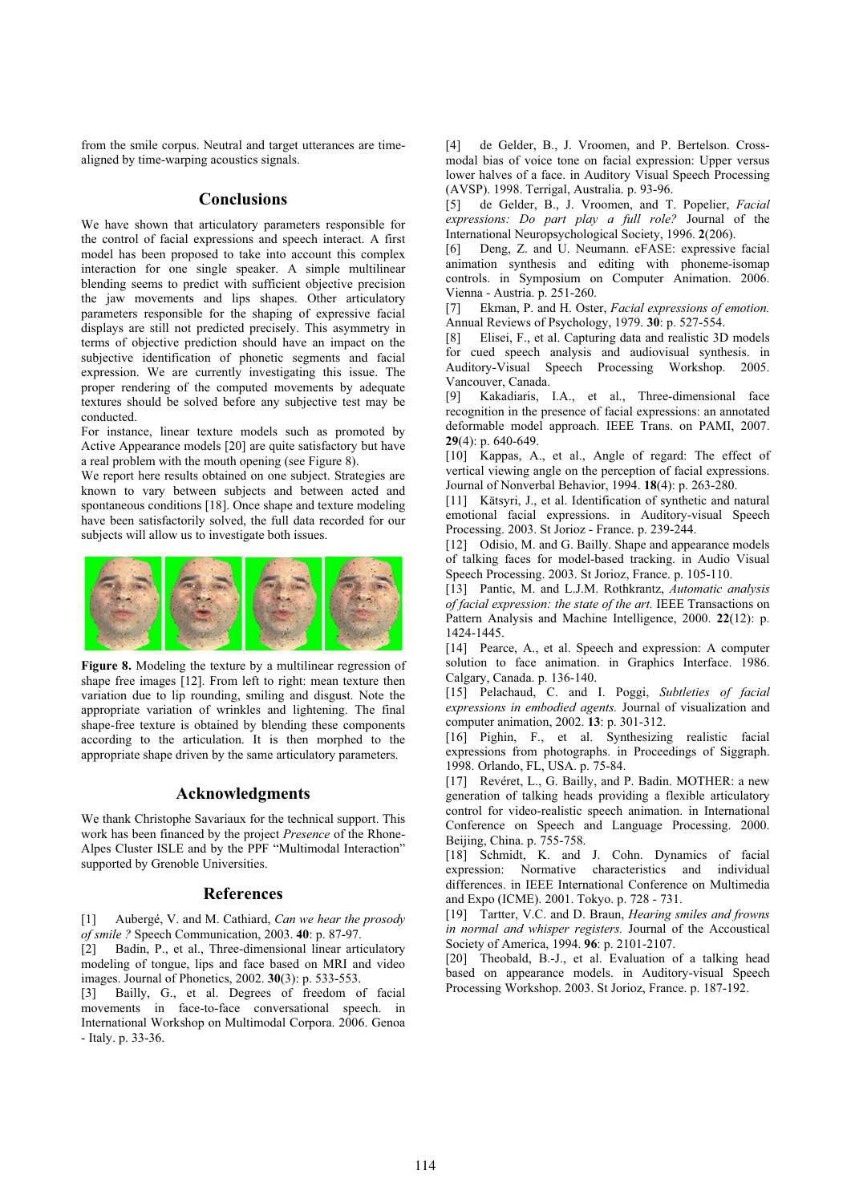from the smile corpus. Neutral and target utterances are time-aligned by time-warping acoustics signals.

## Conclusions

We have shown that articulatory parameters responsible for the control of facial expressions and speech interact. A first model has been proposed to take into account this complex interaction for one single speaker. A simple multilinear blending seems to predict with sufficient objective precision the jaw movements and lips shapes. Other articulatory parameters responsible for the shaping of expressive facial displays are still not predicted precisely. This asymmetry in terms of objective prediction should have an impact on the subjective identification of phonetic segments and facial expression. We are currently investigating this issue. The proper rendering of the computed movements by adequate textures should be solved before any subjective test may be conducted.

For instance, linear texture models such as promoted by Active Appearance models [20] are quite satisfactory but have a real problem with the mouth opening (see Figure 8).

We report here results obtained on one subject. Strategies are known to vary between subjects and between acted and spontaneous conditions [18]. Once shape and texture modeling have been satisfactorily solved, the full data recorded for our subjects will allow us to investigate both issues.

**Figure 8.** Modeling the texture by a multilinear regression of shape free images [12]. From left to right: mean texture then variation due to lip rounding, smiling and disgust. Note the appropriate variation of wrinkles and lightening. The final shape-free texture is obtained by blending these components according to the articulation. It is then morphed to the appropriate shape driven by the same articulatory parameters.

## Acknowledgments

We thank Christophe Savariaux for the technical support. This work has been financed by the project *Presence* of the Rhone-Alpes Cluster ISLE and by the PPF "Multimodal Interaction" supported by Grenoble Universities.

## References

[1] Aubergé, V. and M. Cathiard, *Can we hear the prosody of smile ?* Speech Communication, 2003. **40**: p. 87-97.

[2] Badin, P., et al., Three-dimensional linear articulatory modeling of tongue, lips and face based on MRI and video images. Journal of Phonetics, 2002. **30**(3): p. 533-553.

[3] Bailly, G., et al. Degrees of freedom of facial movements in face-to-face conversational speech. in International Workshop on Multimodal Corpora. 2006. Genoa - Italy. p. 33-36.

[4] de Gelder, B., J. Vroomen, and P. Bertelson. Cross-modal bias of voice tone on facial expression: Upper versus lower halves of a face. in Auditory Visual Speech Processing (AVSP). 1998. Terrigal, Australia. p. 93-96.

[5] de Gelder, B., J. Vroomen, and T. Popelier, *Facial expressions: Do part play a full role?* Journal of the International Neuropsychological Society, 1996. **2**(206).

[6] Deng, Z. and U. Neumann. eFASE: expressive facial animation synthesis and editing with phoneme-isomap controls. in Symposium on Computer Animation. 2006. Vienna - Austria. p. 251-260.

[7] Ekman, P. and H. Oster, *Facial expressions of emotion.* Annual Reviews of Psychology, 1979. **30**: p. 527-554.

[8] Elisei, F., et al. Capturing data and realistic 3D models for cued speech analysis and audiovisual synthesis. in Auditory-Visual Speech Processing Workshop. 2005. Vancouver, Canada.

[9] Kakadiaris, I.A., et al., Three-dimensional face recognition in the presence of facial expressions: an annotated deformable model approach. IEEE Trans. on PAMI, 2007. **29**(4): p. 640-649.

[10] Kappas, A., et al., Angle of regard: The effect of vertical viewing angle on the perception of facial expressions. Journal of Nonverbal Behavior, 1994. **18**(4): p. 263-280.

[11] Kätsyri, J., et al. Identification of synthetic and natural emotional facial expressions. in Auditory-visual Speech Processing. 2003. St Jorioz - France. p. 239-244.

[12] Odisio, M. and G. Bailly. Shape and appearance models of talking faces for model-based tracking. in Audio Visual Speech Processing. 2003. St Jorioz, France. p. 105-110.

[13] Pantic, M. and L.J.M. Rothkrantz, *Automatic analysis of facial expression: the state of the art.* IEEE Transactions on Pattern Analysis and Machine Intelligence, 2000. **22**(12): p. 1424-1445.

[14] Pearce, A., et al. Speech and expression: A computer solution to face animation. in Graphics Interface. 1986. Calgary, Canada. p. 136-140.

[15] Pelachaud, C. and I. Poggi, *Subtleties of facial expressions in embodied agents.* Journal of visualization and computer animation, 2002. **13**: p. 301-312.

[16] Pighin, F., et al. Synthesizing realistic facial expressions from photographs. in Proceedings of Siggraph. 1998. Orlando, FL, USA. p. 75-84.

[17] Revéret, L., G. Bailly, and P. Badin. MOTHER: a new generation of talking heads providing a flexible articulatory control for video-realistic speech animation. in International Conference on Speech and Language Processing. 2000. Beijing, China. p. 755-758.

[18] Schmidt, K. and J. Cohn. Dynamics of facial expression: Normative characteristics and individual differences. in IEEE International Conference on Multimedia and Expo (ICME). 2001. Tokyo. p. 728 - 731.

[19] Tartter, V.C. and D. Braun, *Hearing smiles and frowns in normal and whisper registers.* Journal of the Accoustical Society of America, 1994. **96**: p. 2101-2107.

[20] Theobald, B.-J., et al. Evaluation of a talking head based on appearance models. in Auditory-visual Speech Processing Workshop. 2003. St Jorioz, France. p. 187-192.